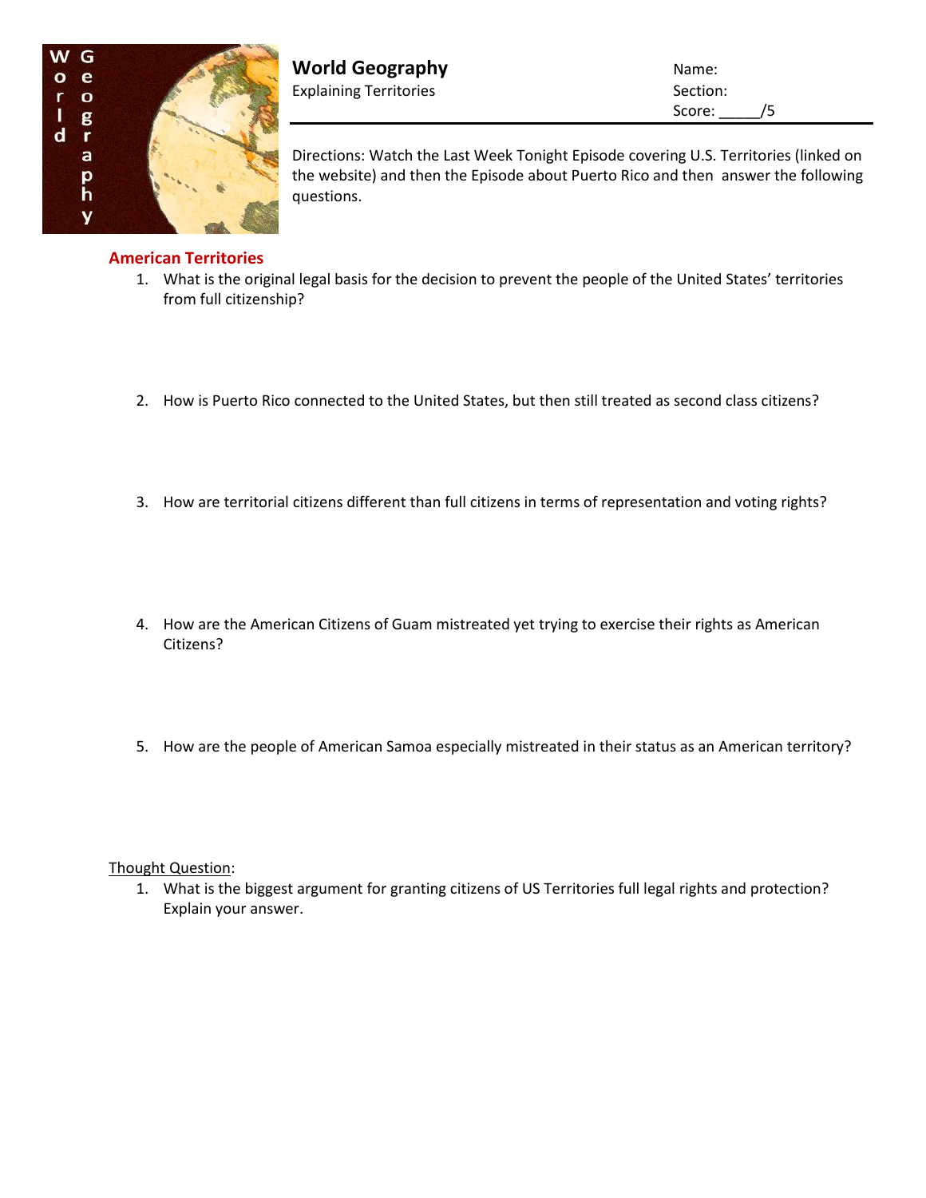# World Geography

Explaining Territories

Name:

Section:

Score: _____/5

Directions: Watch the Last Week Tonight Episode covering U.S. Territories (linked on the website) and then the Episode about Puerto Rico and then answer the following questions.

## American Territories

1. What is the original legal basis for the decision to prevent the people of the United States' territories from full citizenship?

2. How is Puerto Rico connected to the United States, but then still treated as second class citizens?

3. How are territorial citizens different than full citizens in terms of representation and voting rights?

4. How are the American Citizens of Guam mistreated yet trying to exercise their rights as American Citizens?

5. How are the people of American Samoa especially mistreated in their status as an American territory?

Thought Question:

1. What is the biggest argument for granting citizens of US Territories full legal rights and protection? Explain your answer.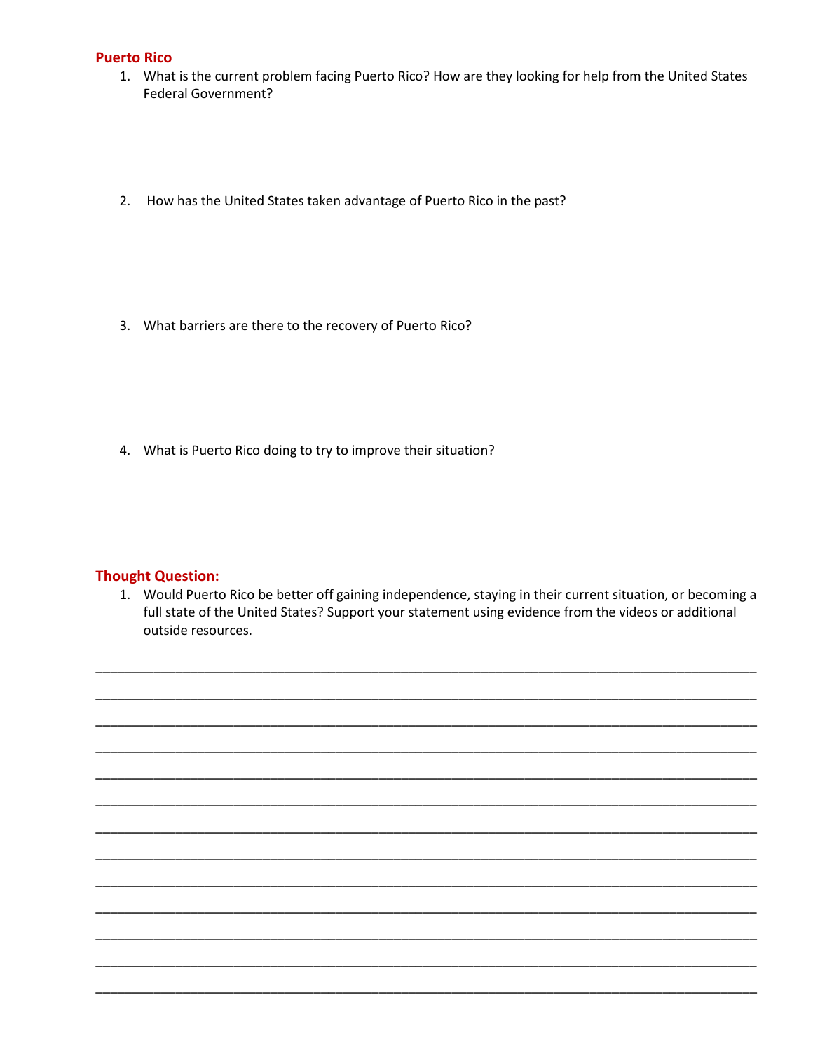## Puerto Rico

1. What is the current problem facing Puerto Rico? How are they looking for help from the United States Federal Government?

2. How has the United States taken advantage of Puerto Rico in the past?

3. What barriers are there to the recovery of Puerto Rico?

4. What is Puerto Rico doing to try to improve their situation?

## Thought Question:

1. Would Puerto Rico be better off gaining independence, staying in their current situation, or becoming a full state of the United States? Support your statement using evidence from the videos or additional outside resources.

_______________________________________________________________________________

_______________________________________________________________________________

_______________________________________________________________________________

_______________________________________________________________________________

_______________________________________________________________________________

_______________________________________________________________________________

_______________________________________________________________________________

_______________________________________________________________________________

_______________________________________________________________________________

_______________________________________________________________________________

_______________________________________________________________________________

_______________________________________________________________________________

_______________________________________________________________________________